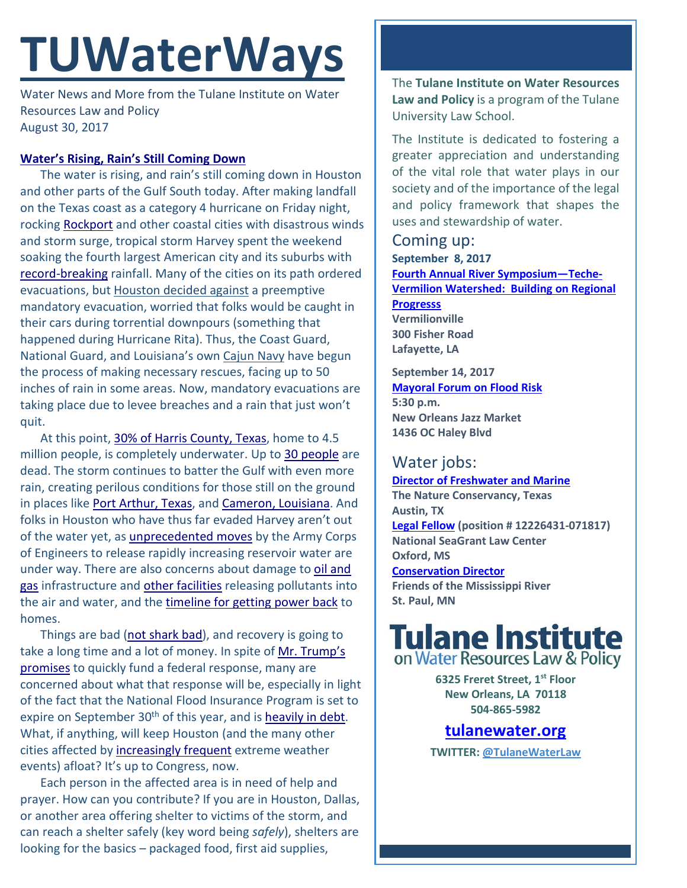# TUWaterWays

Water News and More from the Tulane Institute on Water Resources Law and Policy
August 30, 2017

## Water's Rising, Rain's Still Coming Down

The water is rising, and rain's still coming down in Houston and other parts of the Gulf South today. After making landfall on the Texas coast as a category 4 hurricane on Friday night, rocking Rockport and other coastal cities with disastrous winds and storm surge, tropical storm Harvey spent the weekend soaking the fourth largest American city and its suburbs with record-breaking rainfall. Many of the cities on its path ordered evacuations, but Houston decided against a preemptive mandatory evacuation, worried that folks would be caught in their cars during torrential downpours (something that happened during Hurricane Rita). Thus, the Coast Guard, National Guard, and Louisiana's own Cajun Navy have begun the process of making necessary rescues, facing up to 50 inches of rain in some areas. Now, mandatory evacuations are taking place due to levee breaches and a rain that just won't quit.

At this point, 30% of Harris County, Texas, home to 4.5 million people, is completely underwater. Up to 30 people are dead. The storm continues to batter the Gulf with even more rain, creating perilous conditions for those still on the ground in places like Port Arthur, Texas, and Cameron, Louisiana. And folks in Houston who have thus far evaded Harvey aren't out of the water yet, as unprecedented moves by the Army Corps of Engineers to release rapidly increasing reservoir water are under way. There are also concerns about damage to oil and gas infrastructure and other facilities releasing pollutants into the air and water, and the timeline for getting power back to homes.

Things are bad (not shark bad), and recovery is going to take a long time and a lot of money. In spite of Mr. Trump's promises to quickly fund a federal response, many are concerned about what that response will be, especially in light of the fact that the National Flood Insurance Program is set to expire on September 30th of this year, and is heavily in debt. What, if anything, will keep Houston (and the many other cities affected by increasingly frequent extreme weather events) afloat? It's up to Congress, now.

Each person in the affected area is in need of help and prayer. How can you contribute? If you are in Houston, Dallas, or another area offering shelter to victims of the storm, and can reach a shelter safely (key word being *safely*), shelters are looking for the basics – packaged food, first aid supplies,

---

The **Tulane Institute on Water Resources Law and Policy** is a program of the Tulane University Law School.

The Institute is dedicated to fostering a greater appreciation and understanding of the vital role that water plays in our society and of the importance of the legal and policy framework that shapes the uses and stewardship of water.

## Coming up:

**September 8, 2017**
**Fourth Annual River Symposium—Teche-Vermilion Watershed: Building on Regional Progresss**
**Vermilionville**
**300 Fisher Road**
**Lafayette, LA**

**September 14, 2017**
**Mayoral Forum on Flood Risk**
**5:30 p.m.**
**New Orleans Jazz Market**
**1436 OC Haley Blvd**

## Water jobs:

**Director of Freshwater and Marine**
**The Nature Conservancy, Texas**
**Austin, TX**
**Legal Fellow** (position # 12226431-071817)
**National SeaGrant Law Center**
**Oxford, MS**
**Conservation Director**
**Friends of the Mississippi River**
**St. Paul, MN**

**Tulane Institute on Water Resources Law & Policy**

**6325 Freret Street, 1st Floor**
**New Orleans, LA 70118**
**504-865-5982**

**tulanewater.org**

**TWITTER: @TulaneWaterLaw**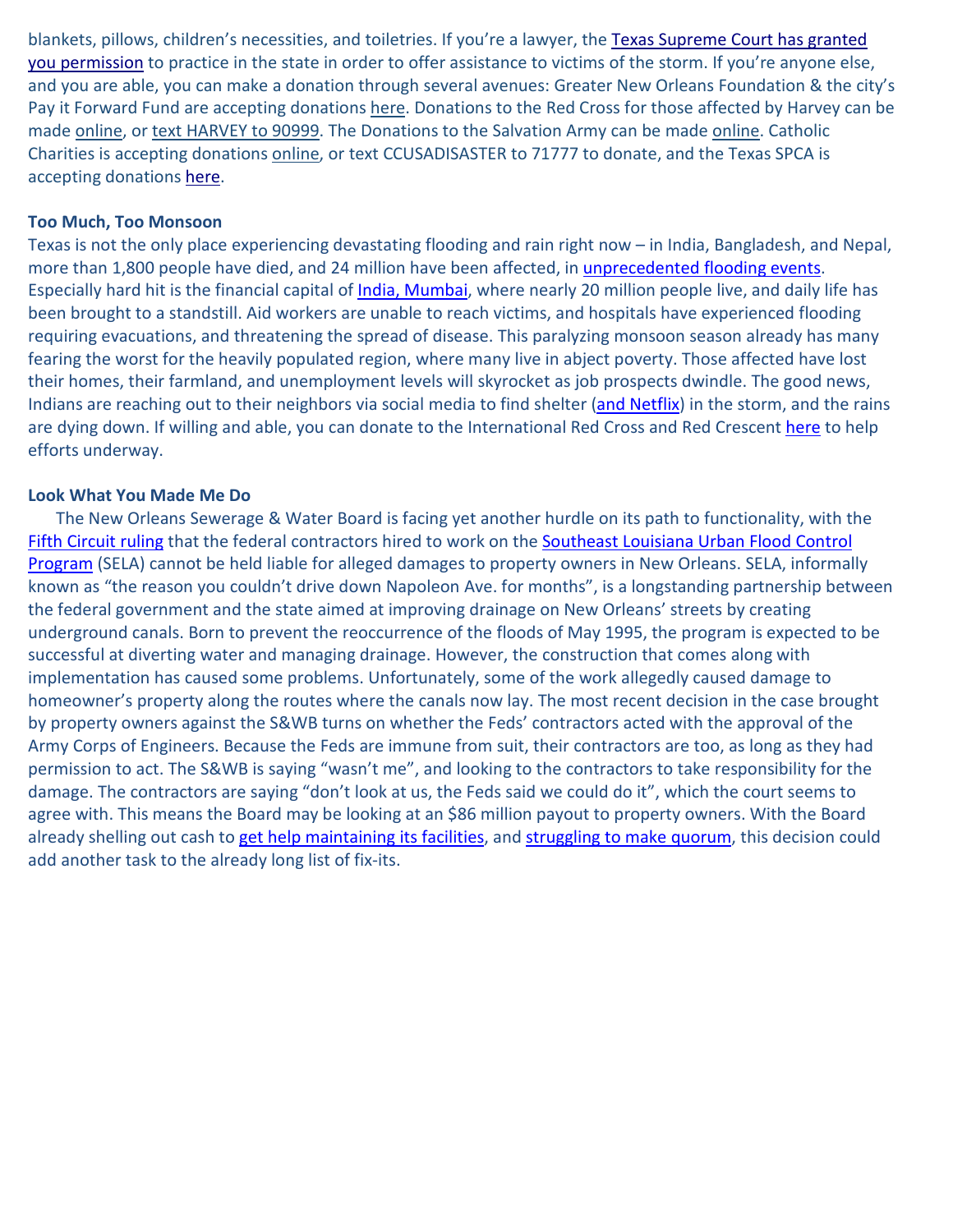blankets, pillows, children's necessities, and toiletries. If you're a lawyer, the Texas Supreme Court has granted you permission to practice in the state in order to offer assistance to victims of the storm. If you're anyone else, and you are able, you can make a donation through several avenues: Greater New Orleans Foundation & the city's Pay it Forward Fund are accepting donations here. Donations to the Red Cross for those affected by Harvey can be made online, or text HARVEY to 90999. The Donations to the Salvation Army can be made online. Catholic Charities is accepting donations online, or text CCUSADISASTER to 71777 to donate, and the Texas SPCA is accepting donations here.

**Too Much, Too Monsoon**

Texas is not the only place experiencing devastating flooding and rain right now – in India, Bangladesh, and Nepal, more than 1,800 people have died, and 24 million have been affected, in unprecedented flooding events. Especially hard hit is the financial capital of India, Mumbai, where nearly 20 million people live, and daily life has been brought to a standstill. Aid workers are unable to reach victims, and hospitals have experienced flooding requiring evacuations, and threatening the spread of disease. This paralyzing monsoon season already has many fearing the worst for the heavily populated region, where many live in abject poverty. Those affected have lost their homes, their farmland, and unemployment levels will skyrocket as job prospects dwindle. The good news, Indians are reaching out to their neighbors via social media to find shelter (and Netflix) in the storm, and the rains are dying down. If willing and able, you can donate to the International Red Cross and Red Crescent here to help efforts underway.

**Look What You Made Me Do**

The New Orleans Sewerage & Water Board is facing yet another hurdle on its path to functionality, with the Fifth Circuit ruling that the federal contractors hired to work on the Southeast Louisiana Urban Flood Control Program (SELA) cannot be held liable for alleged damages to property owners in New Orleans. SELA, informally known as "the reason you couldn't drive down Napoleon Ave. for months", is a longstanding partnership between the federal government and the state aimed at improving drainage on New Orleans' streets by creating underground canals. Born to prevent the reoccurrence of the floods of May 1995, the program is expected to be successful at diverting water and managing drainage. However, the construction that comes along with implementation has caused some problems. Unfortunately, some of the work allegedly caused damage to homeowner's property along the routes where the canals now lay. The most recent decision in the case brought by property owners against the S&WB turns on whether the Feds' contractors acted with the approval of the Army Corps of Engineers. Because the Feds are immune from suit, their contractors are too, as long as they had permission to act. The S&WB is saying "wasn't me", and looking to the contractors to take responsibility for the damage. The contractors are saying "don't look at us, the Feds said we could do it", which the court seems to agree with. This means the Board may be looking at an $86 million payout to property owners. With the Board already shelling out cash to get help maintaining its facilities, and struggling to make quorum, this decision could add another task to the already long list of fix-its.